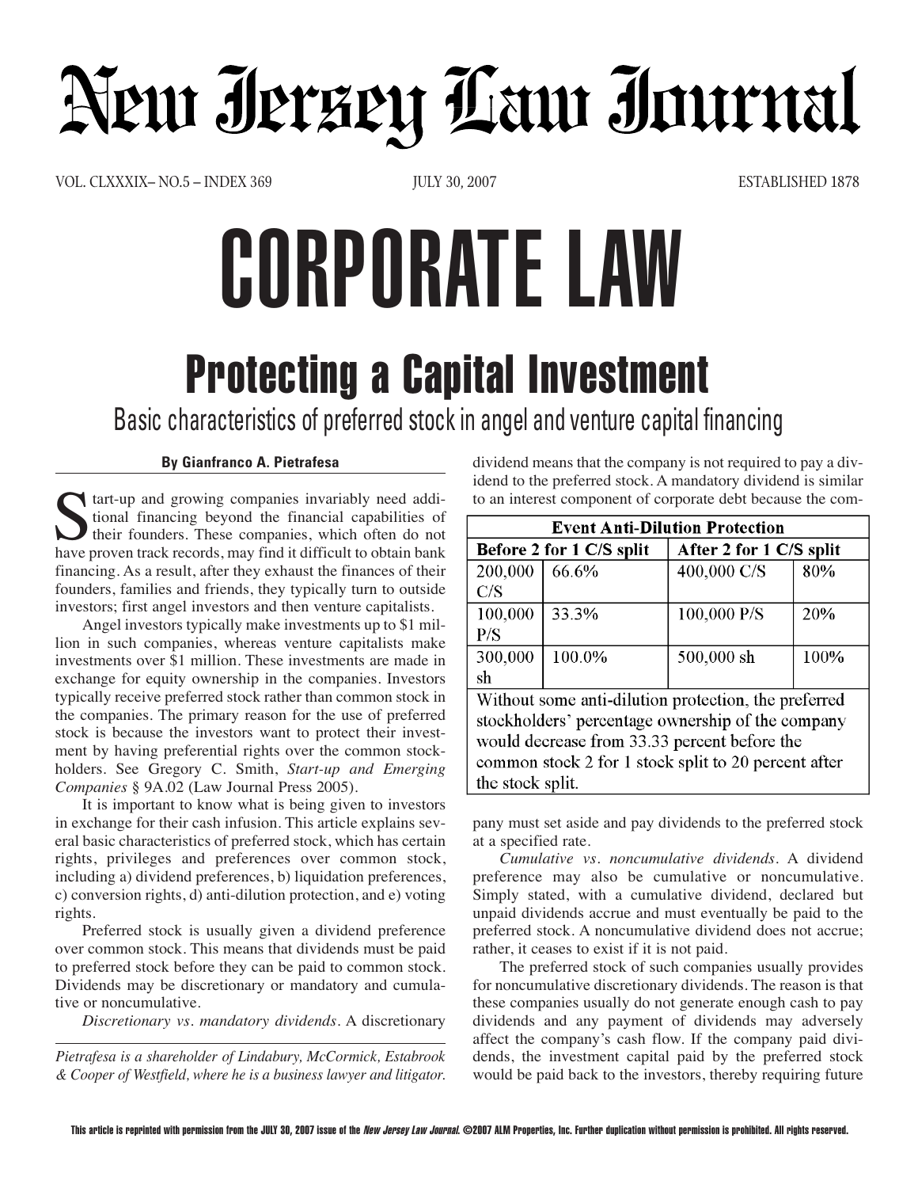# New Jersey Law Journal

# CORPORATE LAW

## Protecting a Capital Investment

### Basic characteristics of preferred stock in angel and venture capital financing

**By Gianfranco A. Pietrafesa**

Start-up and growing companies invariably need additional financing beyond the financial capabilities of their founders. These companies, which often do not have proven track records, may find it difficult to obtain bank financing. As a result, after they exhaust the finances of their founders, families and friends, they typically turn to outside investors; first angel investors and then venture capitalists.

Angel investors typically make investments up to $1 million in such companies, whereas venture capitalists make investments over $1 million. These investments are made in exchange for equity ownership in the companies. Investors typically receive preferred stock rather than common stock in the companies. The primary reason for the use of preferred stock is because the investors want to protect their investment by having preferential rights over the common stockholders. See Gregory C. Smith, *Start-up and Emerging Companies* § 9A.02 (Law Journal Press 2005).

It is important to know what is being given to investors in exchange for their cash infusion. This article explains several basic characteristics of preferred stock, which has certain rights, privileges and preferences over common stock, including a) dividend preferences, b) liquidation preferences, c) conversion rights, d) anti-dilution protection, and e) voting rights.

Preferred stock is usually given a dividend preference over common stock. This means that dividends must be paid to preferred stock before they can be paid to common stock. Dividends may be discretionary or mandatory and cumulative or noncumulative.

*Discretionary vs. mandatory dividends.* A discretionary dividend means that the company is not required to pay a dividend to the preferred stock. A mandatory dividend is similar to an interest component of corporate debt because the company must set aside and pay dividends to the preferred stock at a specified rate.

**Event Anti-Dilution Protection**

| Before 2 for 1 C/S split | | After 2 for 1 C/S split | |
|---|---|---|---|
| 200,000 C/S | 66.6% | 400,000 C/S | 80% |
| 100,000 P/S | 33.3% | 100,000 P/S | 20% |
| 300,000 sh | 100.0% | 500,000 sh | 100% |

Without some anti-dilution protection, the preferred stockholders' percentage ownership of the company would decrease from 33.33 percent before the common stock 2 for 1 stock split to 20 percent after the stock split.

*Cumulative vs. noncumulative dividends.* A dividend preference may also be cumulative or noncumulative. Simply stated, with a cumulative dividend, declared but unpaid dividends accrue and must eventually be paid to the preferred stock. A noncumulative dividend does not accrue; rather, it ceases to exist if it is not paid.

The preferred stock of such companies usually provides for noncumulative discretionary dividends. The reason is that these companies usually do not generate enough cash to pay dividends and any payment of dividends may adversely affect the company's cash flow. If the company paid dividends, the investment capital paid by the preferred stock would be paid back to the investors, thereby requiring future

*Pietrafesa is a shareholder of Lindabury, McCormick, Estabrook & Cooper of Westfield, where he is a business lawyer and litigator.*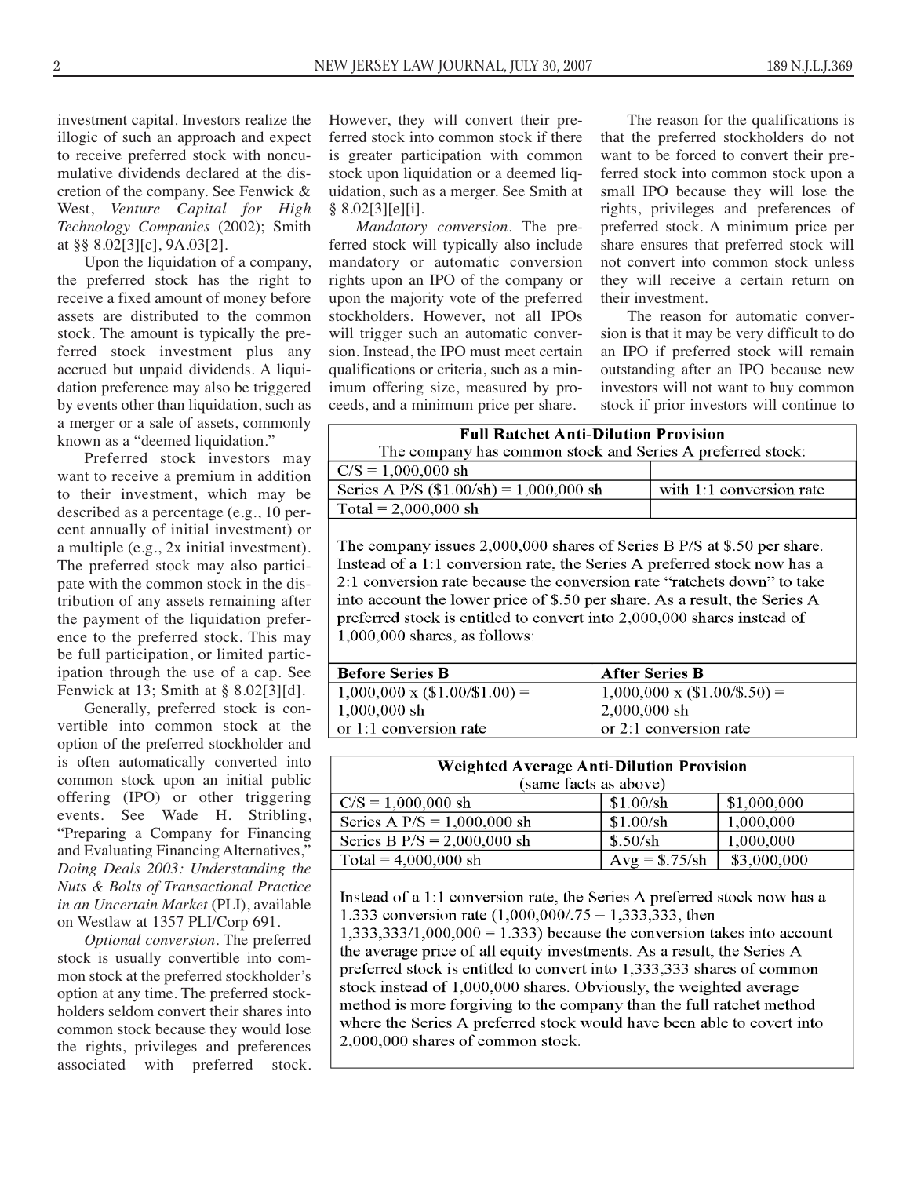investment capital. Investors realize the illogic of such an approach and expect to receive preferred stock with noncumulative dividends declared at the discretion of the company. See Fenwick & West, *Venture Capital for High Technology Companies* (2002); Smith at §§ 8.02[3][c], 9A.03[2].

Upon the liquidation of a company, the preferred stock has the right to receive a fixed amount of money before assets are distributed to the common stock. The amount is typically the preferred stock investment plus any accrued but unpaid dividends. A liquidation preference may also be triggered by events other than liquidation, such as a merger or a sale of assets, commonly known as a "deemed liquidation."

Preferred stock investors may want to receive a premium in addition to their investment, which may be described as a percentage (e.g., 10 percent annually of initial investment) or a multiple (e.g., 2x initial investment). The preferred stock may also participate with the common stock in the distribution of any assets remaining after the payment of the liquidation preference to the preferred stock. This may be full participation, or limited participation through the use of a cap. See Fenwick at 13; Smith at § 8.02[3][d].

Generally, preferred stock is convertible into common stock at the option of the preferred stockholder and is often automatically converted into common stock upon an initial public offering (IPO) or other triggering events. See Wade H. Stribling, "Preparing a Company for Financing and Evaluating Financing Alternatives," *Doing Deals 2003: Understanding the Nuts & Bolts of Transactional Practice in an Uncertain Market* (PLI), available on Westlaw at 1357 PLI/Corp 691.

*Optional conversion*. The preferred stock is usually convertible into common stock at the preferred stockholder's option at any time. The preferred stockholders seldom convert their shares into common stock because they would lose the rights, privileges and preferences associated with preferred stock. However, they will convert their preferred stock into common stock if there is greater participation with common stock upon liquidation or a deemed liquidation, such as a merger. See Smith at § 8.02[3][e][i].

*Mandatory conversion*. The preferred stock will typically also include mandatory or automatic conversion rights upon an IPO of the company or upon the majority vote of the preferred stockholders. However, not all IPOs will trigger such an automatic conversion. Instead, the IPO must meet certain qualifications or criteria, such as a minimum offering size, measured by proceeds, and a minimum price per share.

The reason for the qualifications is that the preferred stockholders do not want to be forced to convert their preferred stock into common stock upon a small IPO because they will lose the rights, privileges and preferences of preferred stock. A minimum price per share ensures that preferred stock will not convert into common stock unless they will receive a certain return on their investment.

The reason for automatic conversion is that it may be very difficult to do an IPO if preferred stock will remain outstanding after an IPO because new investors will not want to buy common stock if prior investors will continue to

**Full Ratchet Anti-Dilution Provision**

The company has common stock and Series A preferred stock:

| | |
|---|---|
| C/S = 1,000,000 sh | |
| Series A P/S ($1.00/sh) = 1,000,000 sh | with 1:1 conversion rate |
| Total = 2,000,000 sh | |

The company issues 2,000,000 shares of Series B P/S at $.50 per share. Instead of a 1:1 conversion rate, the Series A preferred stock now has a 2:1 conversion rate because the conversion rate "ratchets down" to take into account the lower price of $.50 per share. As a result, the Series A preferred stock is entitled to convert into 2,000,000 shares instead of 1,000,000 shares, as follows:

| Before Series B | After Series B |
|---|---|
| 1,000,000 x ($1.00/$1.00) = 1,000,000 sh or 1:1 conversion rate | 1,000,000 x ($1.00/$.50) = 2,000,000 sh or 2:1 conversion rate |

**Weighted Average Anti-Dilution Provision**

(same facts as above)

| | | |
|---|---|---|
| C/S = 1,000,000 sh | $1.00/sh | $1,000,000 |
| Series A P/S = 1,000,000 sh | $1.00/sh | 1,000,000 |
| Series B P/S = 2,000,000 sh | $.50/sh | 1,000,000 |
| Total = 4,000,000 sh | Avg = $.75/sh | $3,000,000 |

Instead of a 1:1 conversion rate, the Series A preferred stock now has a 1.333 conversion rate (1,000,000/.75 = 1,333,333, then 1,333,333/1,000,000 = 1.333) because the conversion takes into account the average price of all equity investments. As a result, the Series A preferred stock is entitled to convert into 1,333,333 shares of common stock instead of 1,000,000 shares. Obviously, the weighted average method is more forgiving to the company than the full ratchet method where the Series A preferred stock would have been able to covert into 2,000,000 shares of common stock.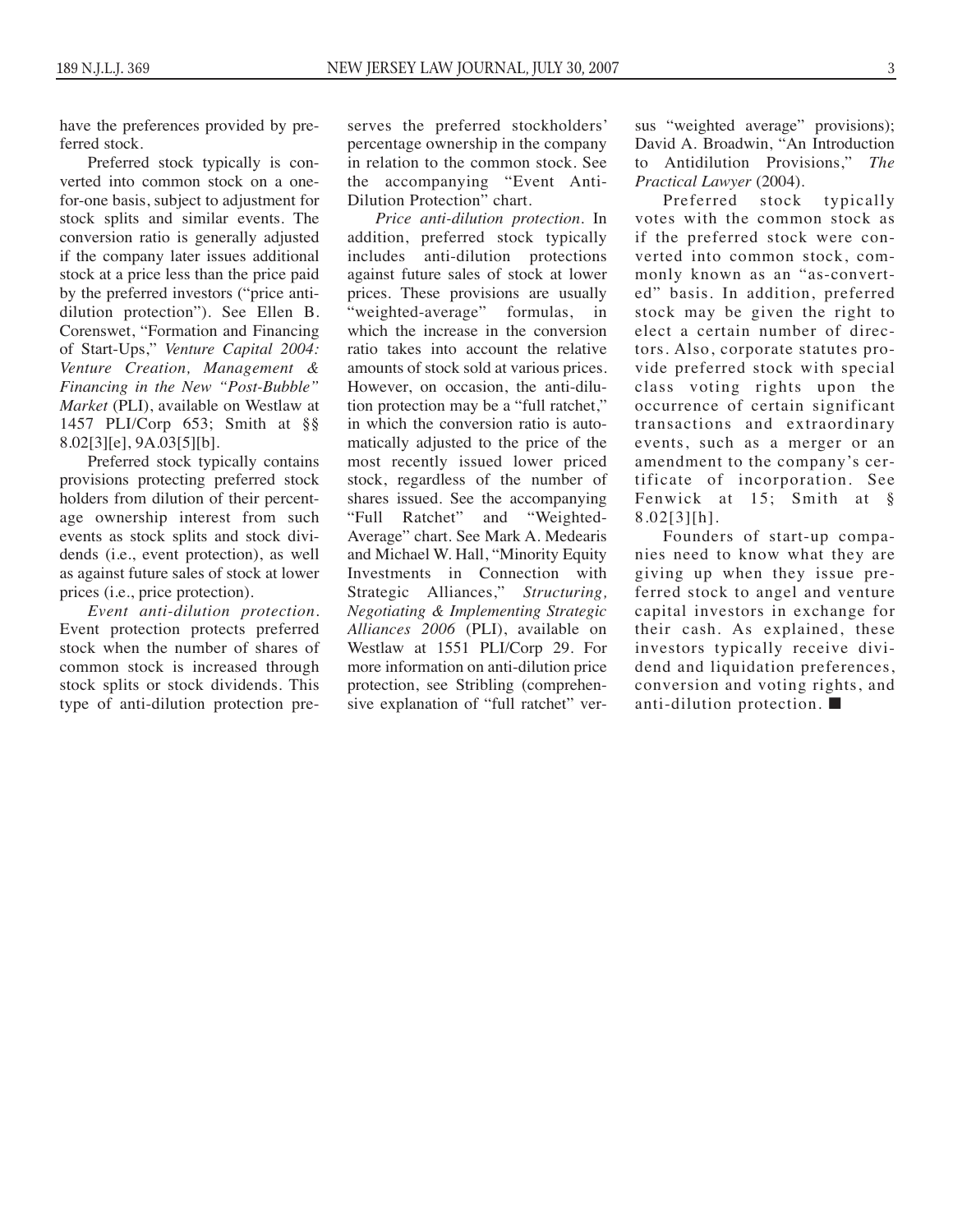have the preferences provided by preferred stock.

Preferred stock typically is converted into common stock on a one-for-one basis, subject to adjustment for stock splits and similar events. The conversion ratio is generally adjusted if the company later issues additional stock at a price less than the price paid by the preferred investors ("price anti-dilution protection"). See Ellen B. Corenswet, "Formation and Financing of Start-Ups," *Venture Capital 2004: Venture Creation, Management & Financing in the New "Post-Bubble" Market* (PLI), available on Westlaw at 1457 PLI/Corp 653; Smith at §§ 8.02[3][e], 9A.03[5][b].

Preferred stock typically contains provisions protecting preferred stock holders from dilution of their percentage ownership interest from such events as stock splits and stock dividends (i.e., event protection), as well as against future sales of stock at lower prices (i.e., price protection).

*Event anti-dilution protection.* Event protection protects preferred stock when the number of shares of common stock is increased through stock splits or stock dividends. This type of anti-dilution protection preserves the preferred stockholders' percentage ownership in the company in relation to the common stock. See the accompanying "Event Anti-Dilution Protection" chart.

*Price anti-dilution protection.* In addition, preferred stock typically includes anti-dilution protections against future sales of stock at lower prices. These provisions are usually "weighted-average" formulas, in which the increase in the conversion ratio takes into account the relative amounts of stock sold at various prices. However, on occasion, the anti-dilution protection may be a "full ratchet," in which the conversion ratio is automatically adjusted to the price of the most recently issued lower priced stock, regardless of the number of shares issued. See the accompanying "Full Ratchet" and "Weighted-Average" chart. See Mark A. Medearis and Michael W. Hall, "Minority Equity Investments in Connection with Strategic Alliances," *Structuring, Negotiating & Implementing Strategic Alliances 2006* (PLI), available on Westlaw at 1551 PLI/Corp 29. For more information on anti-dilution price protection, see Stribling (comprehensive explanation of "full ratchet" versus "weighted average" provisions); David A. Broadwin, "An Introduction to Antidilution Provisions," *The Practical Lawyer* (2004).

Preferred stock typically votes with the common stock as if the preferred stock were converted into common stock, commonly known as an "as-converted" basis. In addition, preferred stock may be given the right to elect a certain number of directors. Also, corporate statutes provide preferred stock with special class voting rights upon the occurrence of certain significant transactions and extraordinary events, such as a merger or an amendment to the company's certificate of incorporation. See Fenwick at 15; Smith at § 8.02[3][h].

Founders of start-up companies need to know what they are giving up when they issue preferred stock to angel and venture capital investors in exchange for their cash. As explained, these investors typically receive dividend and liquidation preferences, conversion and voting rights, and anti-dilution protection. ■